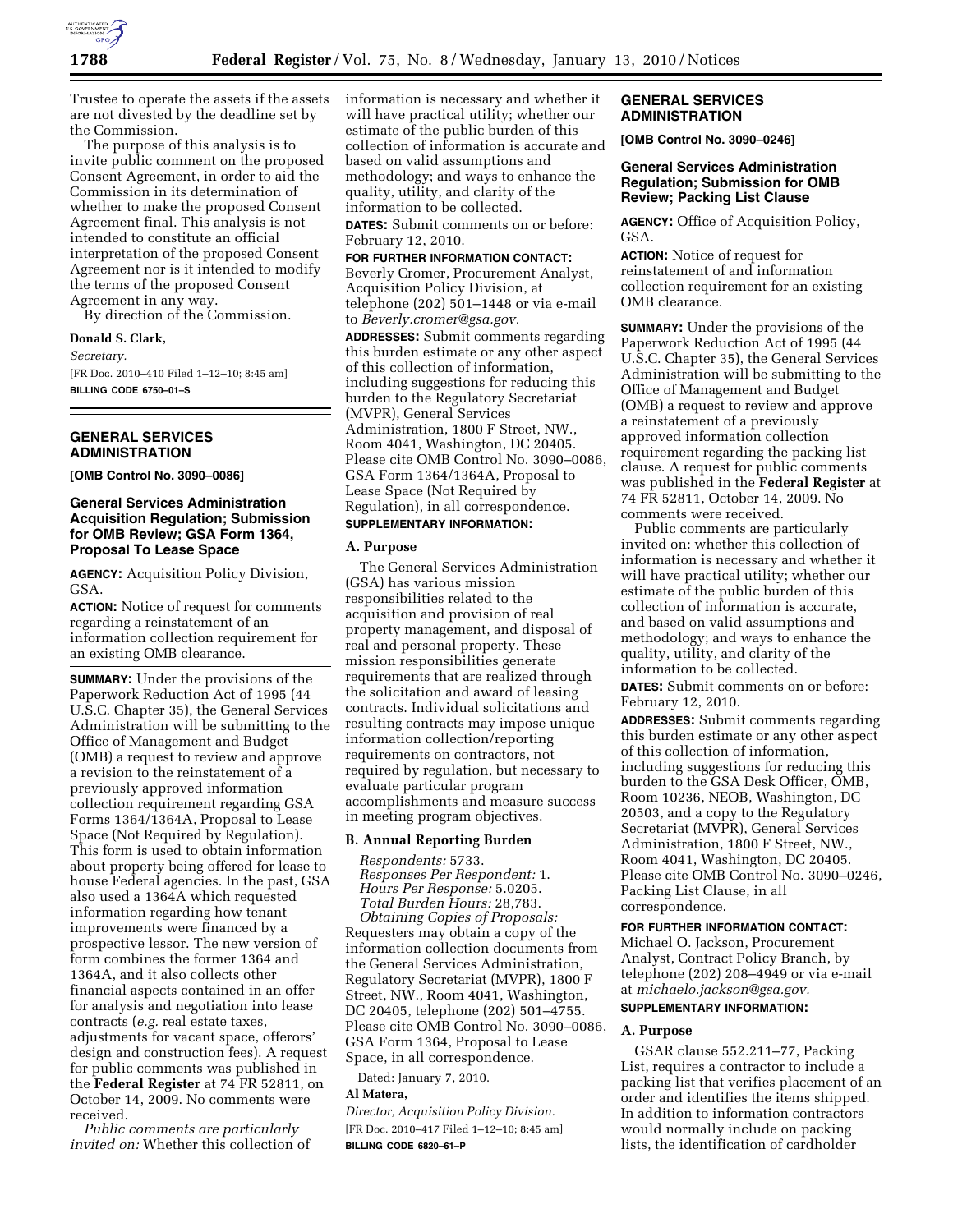Trustee to operate the assets if the assets are not divested by the deadline set by the Commission.

The purpose of this analysis is to invite public comment on the proposed Consent Agreement, in order to aid the Commission in its determination of whether to make the proposed Consent Agreement final. This analysis is not intended to constitute an official interpretation of the proposed Consent Agreement nor is it intended to modify the terms of the proposed Consent Agreement in any way.

By direction of the Commission.

**Donald S. Clark,**

*Secretary.*

[FR Doc. 2010–410 Filed 1–12–10; 8:45 am]

**BILLING CODE 6750–01–S**

## GENERAL SERVICES ADMINISTRATION

**[OMB Control No. 3090–0086]**

### General Services Administration Acquisition Regulation; Submission for OMB Review; GSA Form 1364, Proposal To Lease Space

**AGENCY:** Acquisition Policy Division, GSA.

**ACTION:** Notice of request for comments regarding a reinstatement of an information collection requirement for an existing OMB clearance.

**SUMMARY:** Under the provisions of the Paperwork Reduction Act of 1995 (44 U.S.C. Chapter 35), the General Services Administration will be submitting to the Office of Management and Budget (OMB) a request to review and approve a revision to the reinstatement of a previously approved information collection requirement regarding GSA Forms 1364/1364A, Proposal to Lease Space (Not Required by Regulation). This form is used to obtain information about property being offered for lease to house Federal agencies. In the past, GSA also used a 1364A which requested information regarding how tenant improvements were financed by a prospective lessor. The new version of form combines the former 1364 and 1364A, and it also collects other financial aspects contained in an offer for analysis and negotiation into lease contracts (*e.g.* real estate taxes, adjustments for vacant space, offerors' design and construction fees). A request for public comments was published in the **Federal Register** at 74 FR 52811, on October 14, 2009. No comments were received.

*Public comments are particularly invited on:* Whether this collection of information is necessary and whether it will have practical utility; whether our estimate of the public burden of this collection of information is accurate and based on valid assumptions and methodology; and ways to enhance the quality, utility, and clarity of the information to be collected.

**DATES:** Submit comments on or before: February 12, 2010.

**FOR FURTHER INFORMATION CONTACT:** Beverly Cromer, Procurement Analyst, Acquisition Policy Division, at telephone (202) 501–1448 or via e-mail to *Beverly.cromer@gsa.gov.*

**ADDRESSES:** Submit comments regarding this burden estimate or any other aspect of this collection of information, including suggestions for reducing this burden to the Regulatory Secretariat (MVPR), General Services Administration, 1800 F Street, NW., Room 4041, Washington, DC 20405. Please cite OMB Control No. 3090–0086, GSA Form 1364/1364A, Proposal to Lease Space (Not Required by Regulation), in all correspondence.

**SUPPLEMENTARY INFORMATION:**

**A. Purpose**

The General Services Administration (GSA) has various mission responsibilities related to the acquisition and provision of real property management, and disposal of real and personal property. These mission responsibilities generate requirements that are realized through the solicitation and award of leasing contracts. Individual solicitations and resulting contracts may impose unique information collection/reporting requirements on contractors, not required by regulation, but necessary to evaluate particular program accomplishments and measure success in meeting program objectives.

**B. Annual Reporting Burden**

*Respondents:* 5733.
*Responses Per Respondent:* 1.
*Hours Per Response:* 5.0205.
*Total Burden Hours:* 28,783.
*Obtaining Copies of Proposals:* Requesters may obtain a copy of the information collection documents from the General Services Administration, Regulatory Secretariat (MVPR), 1800 F Street, NW., Room 4041, Washington, DC 20405, telephone (202) 501–4755. Please cite OMB Control No. 3090–0086, GSA Form 1364, Proposal to Lease Space, in all correspondence.

Dated: January 7, 2010.

**Al Matera,**

*Director, Acquisition Policy Division.*

[FR Doc. 2010–417 Filed 1–12–10; 8:45 am]

**BILLING CODE 6820–61–P**

## GENERAL SERVICES ADMINISTRATION

**[OMB Control No. 3090–0246]**

### General Services Administration Regulation; Submission for OMB Review; Packing List Clause

**AGENCY:** Office of Acquisition Policy, GSA.

**ACTION:** Notice of request for reinstatement of and information collection requirement for an existing OMB clearance.

**SUMMARY:** Under the provisions of the Paperwork Reduction Act of 1995 (44 U.S.C. Chapter 35), the General Services Administration will be submitting to the Office of Management and Budget (OMB) a request to review and approve a reinstatement of a previously approved information collection requirement regarding the packing list clause. A request for public comments was published in the **Federal Register** at 74 FR 52811, October 14, 2009. No comments were received.

Public comments are particularly invited on: whether this collection of information is necessary and whether it will have practical utility; whether our estimate of the public burden of this collection of information is accurate, and based on valid assumptions and methodology; and ways to enhance the quality, utility, and clarity of the information to be collected.

**DATES:** Submit comments on or before: February 12, 2010.

**ADDRESSES:** Submit comments regarding this burden estimate or any other aspect of this collection of information, including suggestions for reducing this burden to the GSA Desk Officer, OMB, Room 10236, NEOB, Washington, DC 20503, and a copy to the Regulatory Secretariat (MVPR), General Services Administration, 1800 F Street, NW., Room 4041, Washington, DC 20405. Please cite OMB Control No. 3090–0246, Packing List Clause, in all correspondence.

**FOR FURTHER INFORMATION CONTACT:** Michael O. Jackson, Procurement Analyst, Contract Policy Branch, by telephone (202) 208–4949 or via e-mail at *michaelo.jackson@gsa.gov.*

**SUPPLEMENTARY INFORMATION:**

**A. Purpose**

GSAR clause 552.211–77, Packing List, requires a contractor to include a packing list that verifies placement of an order and identifies the items shipped. In addition to information contractors would normally include on packing lists, the identification of cardholder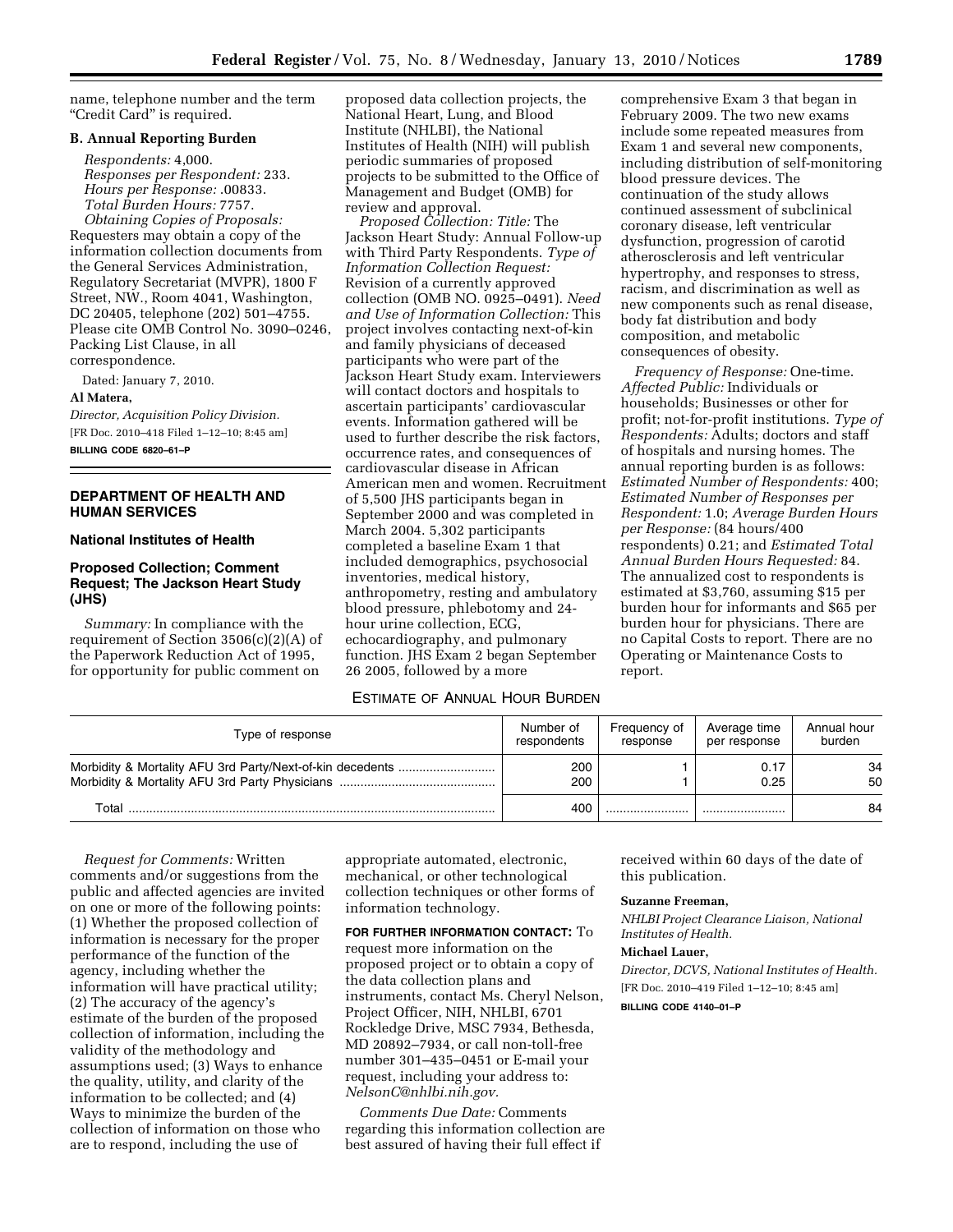name, telephone number and the term "Credit Card" is required.

### B. Annual Reporting Burden

*Respondents:* 4,000.
*Responses per Respondent:* 233.
*Hours per Response:* .00833.
*Total Burden Hours:* 7757.
*Obtaining Copies of Proposals:* Requesters may obtain a copy of the information collection documents from the General Services Administration, Regulatory Secretariat (MVPR), 1800 F Street, NW., Room 4041, Washington, DC 20405, telephone (202) 501–4755. Please cite OMB Control No. 3090–0246, Packing List Clause, in all correspondence.

Dated: January 7, 2010.

**Al Matera,**

*Director, Acquisition Policy Division.*

[FR Doc. 2010–418 Filed 1–12–10; 8:45 am]

**BILLING CODE 6820–61–P**

## DEPARTMENT OF HEALTH AND HUMAN SERVICES

### National Institutes of Health

### Proposed Collection; Comment Request; The Jackson Heart Study (JHS)

*Summary:* In compliance with the requirement of Section 3506(c)(2)(A) of the Paperwork Reduction Act of 1995, for opportunity for public comment on proposed data collection projects, the National Heart, Lung, and Blood Institute (NHLBI), the National Institutes of Health (NIH) will publish periodic summaries of proposed projects to be submitted to the Office of Management and Budget (OMB) for review and approval.

*Proposed Collection: Title:* The Jackson Heart Study: Annual Follow-up with Third Party Respondents. *Type of Information Collection Request:* Revision of a currently approved collection (OMB NO. 0925–0491). *Need and Use of Information Collection:* This project involves contacting next-of-kin and family physicians of deceased participants who were part of the Jackson Heart Study exam. Interviewers will contact doctors and hospitals to ascertain participants' cardiovascular events. Information gathered will be used to further describe the risk factors, occurrence rates, and consequences of cardiovascular disease in African American men and women. Recruitment of 5,500 JHS participants began in September 2000 and was completed in March 2004. 5,302 participants completed a baseline Exam 1 that included demographics, psychosocial inventories, medical history, anthropometry, resting and ambulatory blood pressure, phlebotomy and 24-hour urine collection, ECG, echocardiography, and pulmonary function. JHS Exam 2 began September 26 2005, followed by a more comprehensive Exam 3 that began in February 2009. The two new exams include some repeated measures from Exam 1 and several new components, including distribution of self-monitoring blood pressure devices. The continuation of the study allows continued assessment of subclinical coronary disease, left ventricular dysfunction, progression of carotid atherosclerosis and left ventricular hypertrophy, and responses to stress, racism, and discrimination as well as new components such as renal disease, body fat distribution and body composition, and metabolic consequences of obesity.

*Frequency of Response:* One-time. *Affected Public:* Individuals or households; Businesses or other for profit; not-for-profit institutions. *Type of Respondents:* Adults; doctors and staff of hospitals and nursing homes. The annual reporting burden is as follows: *Estimated Number of Respondents:* 400; *Estimated Number of Responses per Respondent:* 1.0; *Average Burden Hours per Response:* (84 hours/400 respondents) 0.21; and *Estimated Total Annual Burden Hours Requested:* 84. The annualized cost to respondents is estimated at $3,760, assuming $15 per burden hour for informants and $65 per burden hour for physicians. There are no Capital Costs to report. There are no Operating or Maintenance Costs to report.

ESTIMATE OF ANNUAL HOUR BURDEN

| Type of response | Number of respondents | Frequency of response | Average time per response | Annual hour burden |
|---|---|---|---|---|
| Morbidity & Mortality AFU 3rd Party/Next-of-kin decedents | 200 | 1 | 0.17 | 34 |
| Morbidity & Mortality AFU 3rd Party Physicians | 200 | 1 | 0.25 | 50 |
| Total | 400 | | | 84 |

*Request for Comments:* Written comments and/or suggestions from the public and affected agencies are invited on one or more of the following points: (1) Whether the proposed collection of information is necessary for the proper performance of the function of the agency, including whether the information will have practical utility; (2) The accuracy of the agency's estimate of the burden of the proposed collection of information, including the validity of the methodology and assumptions used; (3) Ways to enhance the quality, utility, and clarity of the information to be collected; and (4) Ways to minimize the burden of the collection of information on those who are to respond, including the use of appropriate automated, electronic, mechanical, or other technological collection techniques or other forms of information technology.

**FOR FURTHER INFORMATION CONTACT:** To request more information on the proposed project or to obtain a copy of the data collection plans and instruments, contact Ms. Cheryl Nelson, Project Officer, NIH, NHLBI, 6701 Rockledge Drive, MSC 7934, Bethesda, MD 20892–7934, or call non-toll-free number 301–435–0451 or E-mail your request, including your address to: *NelsonC@nhlbi.nih.gov.*

*Comments Due Date:* Comments regarding this information collection are best assured of having their full effect if received within 60 days of the date of this publication.

**Suzanne Freeman,**

*NHLBI Project Clearance Liaison, National Institutes of Health.*

**Michael Lauer,**

*Director, DCVS, National Institutes of Health.*

[FR Doc. 2010–419 Filed 1–12–10; 8:45 am]

**BILLING CODE 4140–01–P**